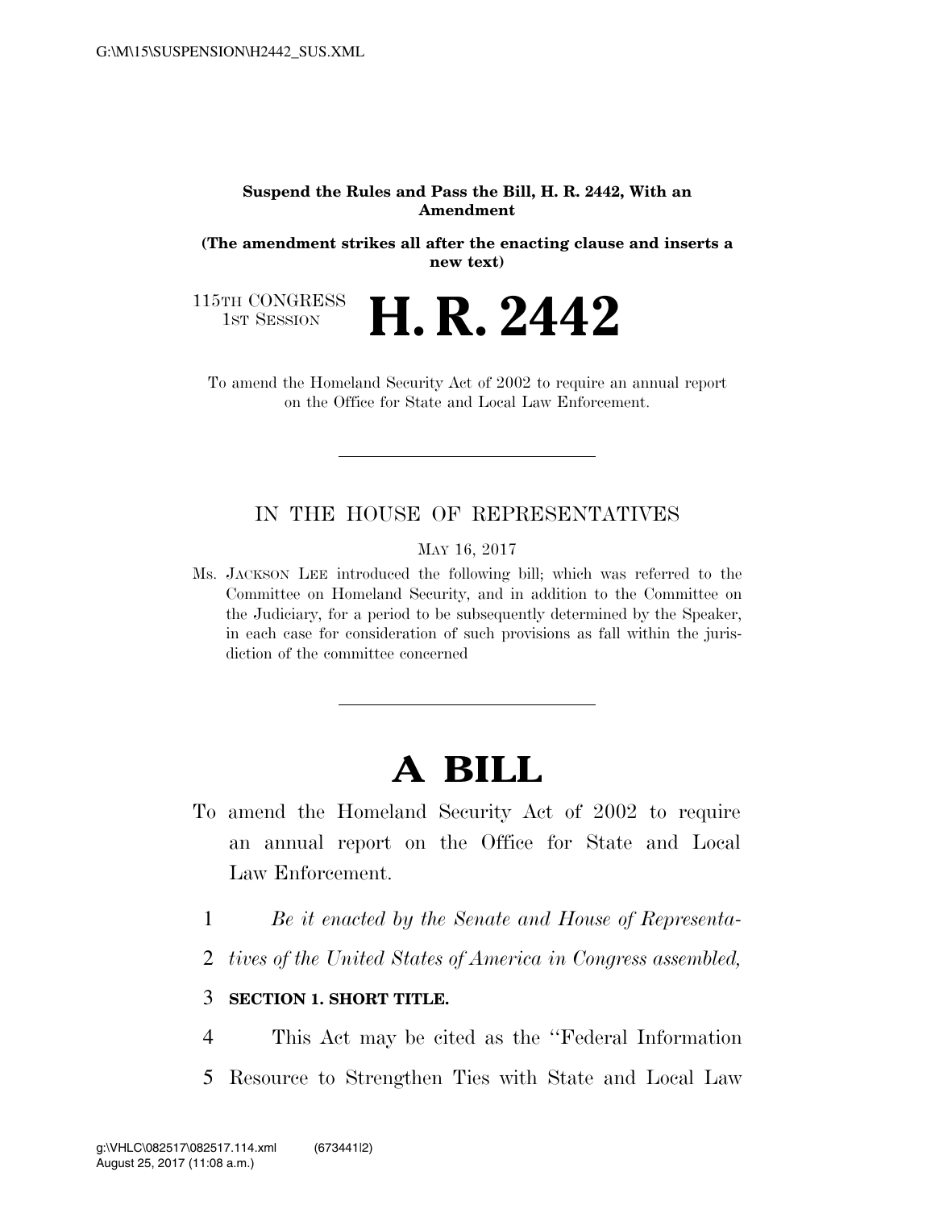**Suspend the Rules and Pass the Bill, H. R. 2442, With an Amendment**

**(The amendment strikes all after the enacting clause and inserts a new text)**

115TH CONGRESS
1ST SESSION

# H. R. 2442

To amend the Homeland Security Act of 2002 to require an annual report on the Office for State and Local Law Enforcement.

---

IN THE HOUSE OF REPRESENTATIVES

MAY 16, 2017

Ms. JACKSON LEE introduced the following bill; which was referred to the Committee on Homeland Security, and in addition to the Committee on the Judiciary, for a period to be subsequently determined by the Speaker, in each case for consideration of such provisions as fall within the jurisdiction of the committee concerned

---

# A BILL

To amend the Homeland Security Act of 2002 to require an annual report on the Office for State and Local Law Enforcement.

1 *Be it enacted by the Senate and House of Representa-*
2 *tives of the United States of America in Congress assembled,*

3 **SECTION 1. SHORT TITLE.**

4 This Act may be cited as the "Federal Information
5 Resource to Strengthen Ties with State and Local Law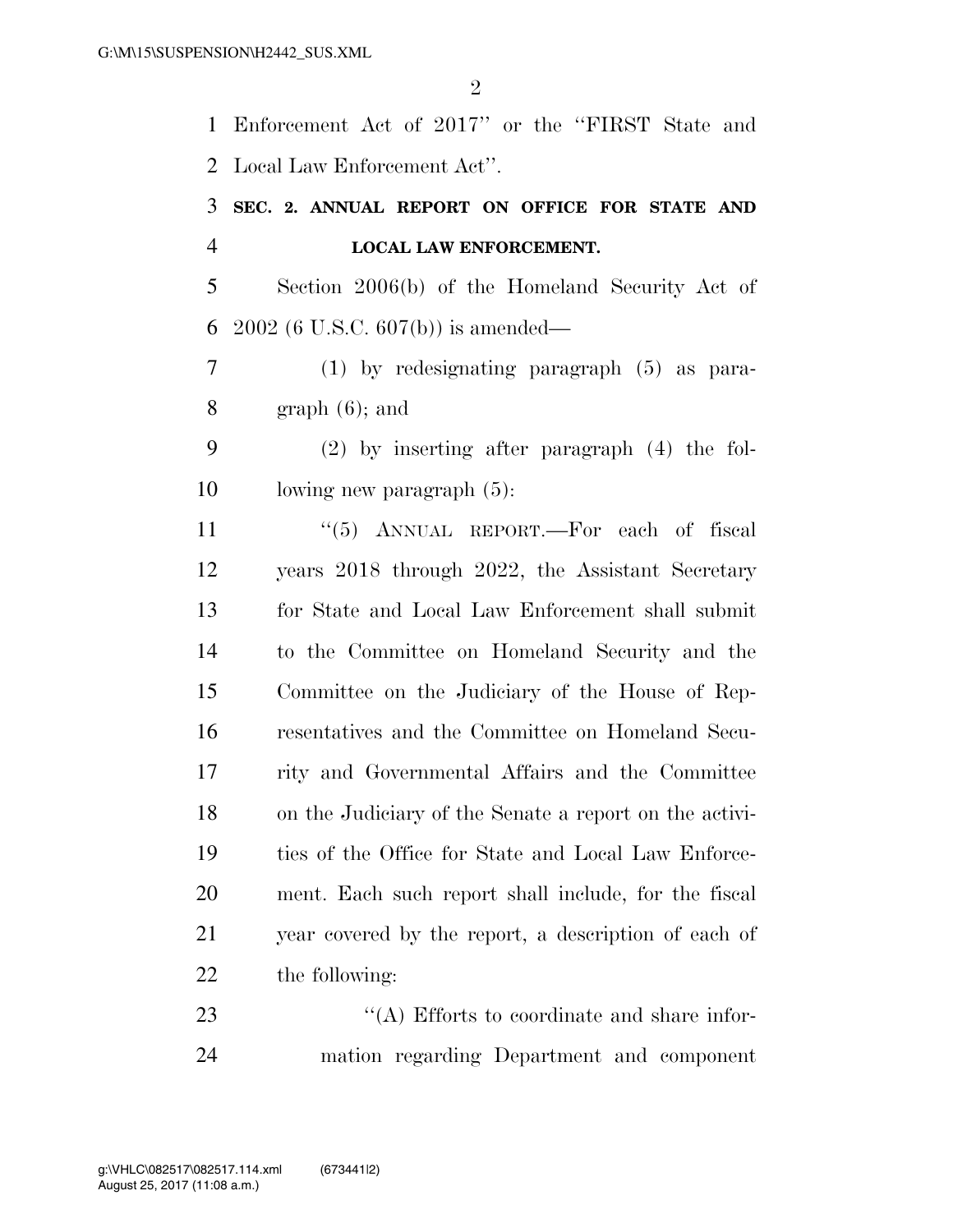Enforcement Act of 2017'' or the ''FIRST State and Local Law Enforcement Act''.

**SEC. 2. ANNUAL REPORT ON OFFICE FOR STATE AND LOCAL LAW ENFORCEMENT.**

Section 2006(b) of the Homeland Security Act of 2002 (6 U.S.C. 607(b)) is amended—

(1) by redesignating paragraph (5) as paragraph (6); and

(2) by inserting after paragraph (4) the following new paragraph (5):

''(5) ANNUAL REPORT.—For each of fiscal years 2018 through 2022, the Assistant Secretary for State and Local Law Enforcement shall submit to the Committee on Homeland Security and the Committee on the Judiciary of the House of Representatives and the Committee on Homeland Security and Governmental Affairs and the Committee on the Judiciary of the Senate a report on the activities of the Office for State and Local Law Enforcement. Each such report shall include, for the fiscal year covered by the report, a description of each of the following:

''(A) Efforts to coordinate and share information regarding Department and component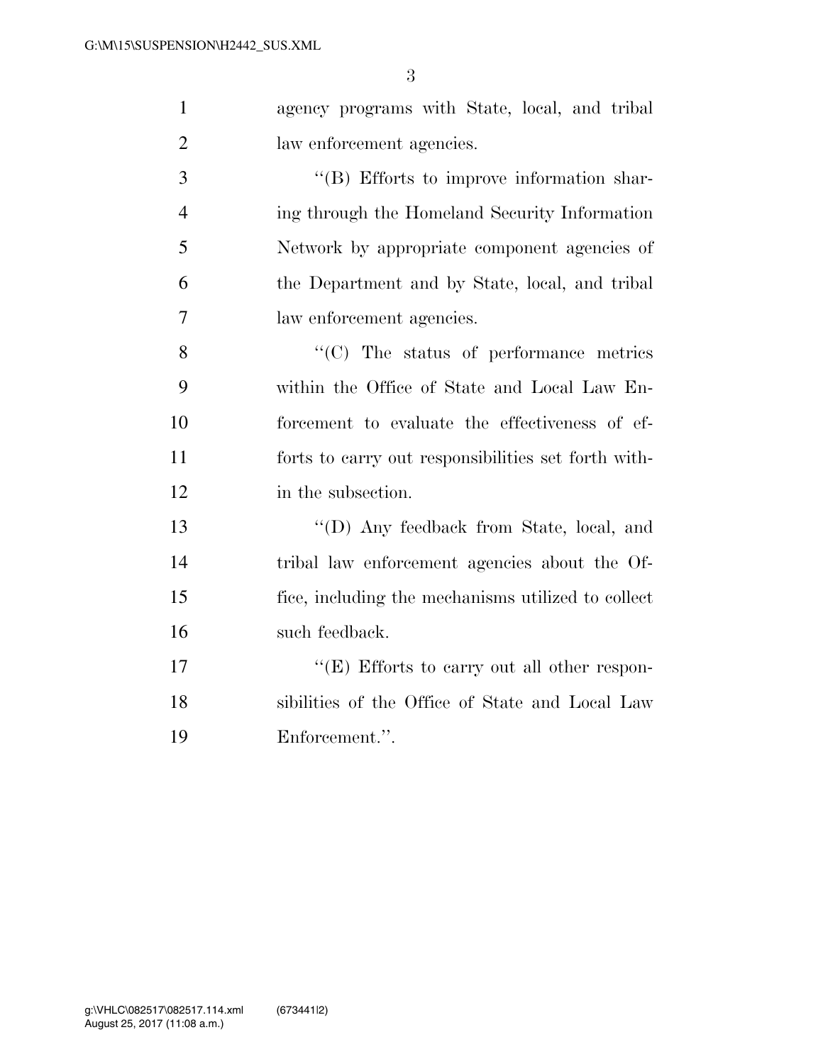agency programs with State, local, and tribal law enforcement agencies.

''(B) Efforts to improve information sharing through the Homeland Security Information Network by appropriate component agencies of the Department and by State, local, and tribal law enforcement agencies.

''(C) The status of performance metrics within the Office of State and Local Law Enforcement to evaluate the effectiveness of efforts to carry out responsibilities set forth within the subsection.

''(D) Any feedback from State, local, and tribal law enforcement agencies about the Office, including the mechanisms utilized to collect such feedback.

''(E) Efforts to carry out all other responsibilities of the Office of State and Local Law Enforcement.''.